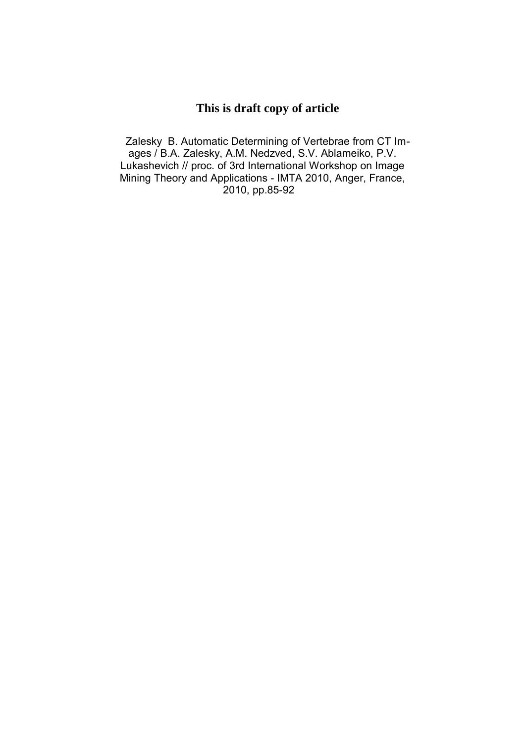**This is draft copy of article**

Zalesky B. Automatic Determining of Vertebrae from CT Images / B.A. Zalesky, A.M. Nedzved, S.V. Ablameiko, P.V. Lukashevich // proc. of 3rd International Workshop on Image Mining Theory and Applications - IMTA 2010, Anger, France, 2010, pp.85-92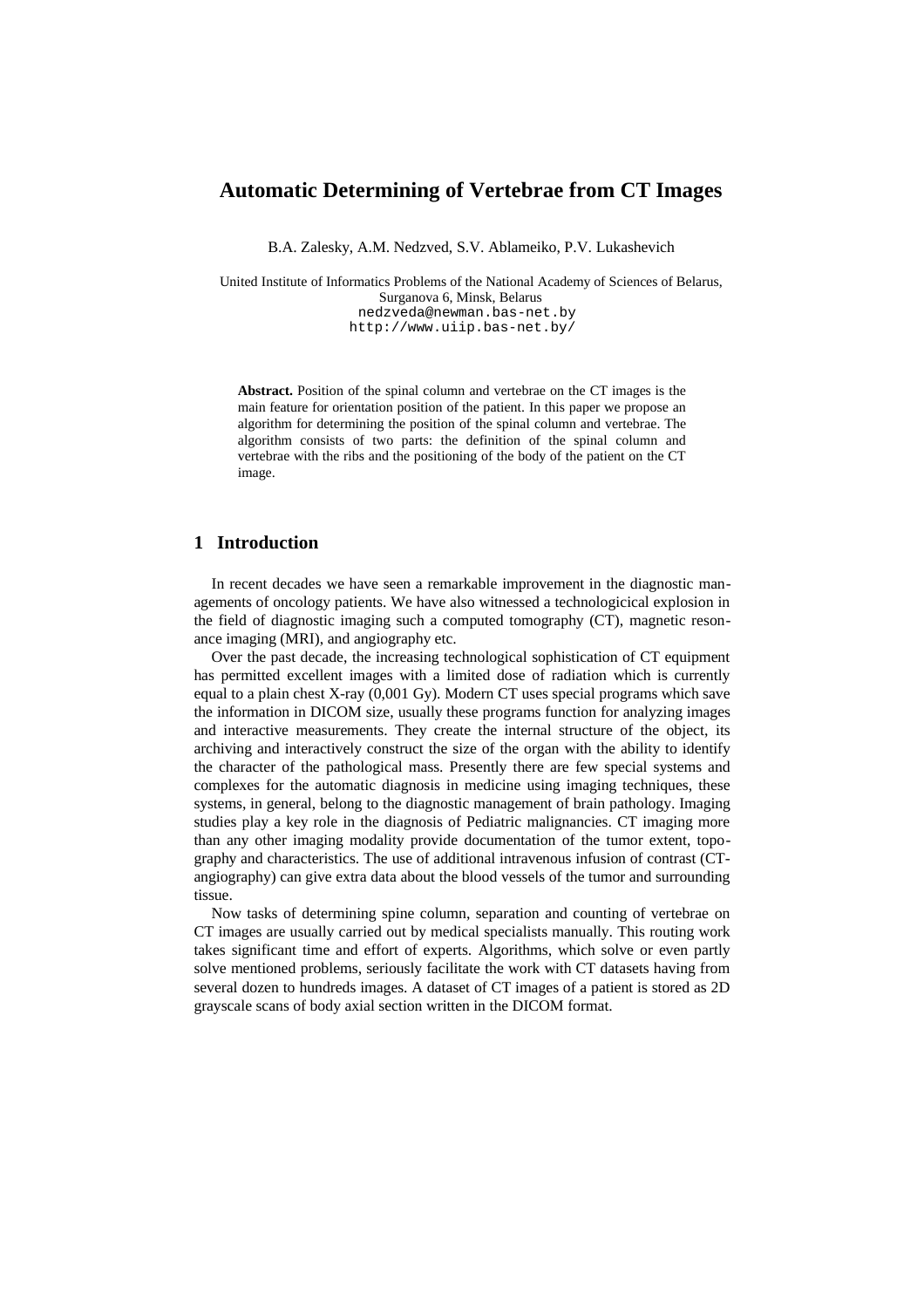# Automatic Determining of Vertebrae from CT Images

B.A. Zalesky, A.M. Nedzved, S.V. Ablameiko, P.V. Lukashevich

United Institute of Informatics Problems of the National Academy of Sciences of Belarus, Surganova 6, Minsk, Belarus
nedzveda@newman.bas-net.by
http://www.uiip.bas-net.by/

**Abstract.** Position of the spinal column and vertebrae on the CT images is the main feature for orientation position of the patient. In this paper we propose an algorithm for determining the position of the spinal column and vertebrae. The algorithm consists of two parts: the definition of the spinal column and vertebrae with the ribs and the positioning of the body of the patient on the CT image.

## 1 Introduction

In recent decades we have seen a remarkable improvement in the diagnostic managements of oncology patients. We have also witnessed a technologicical explosion in the field of diagnostic imaging such a computed tomography (CT), magnetic resonance imaging (MRI), and angiography etc.

Over the past decade, the increasing technological sophistication of CT equipment has permitted excellent images with a limited dose of radiation which is currently equal to a plain chest X-ray (0,001 Gy). Modern CT uses special programs which save the information in DICOM size, usually these programs function for analyzing images and interactive measurements. They create the internal structure of the object, its archiving and interactively construct the size of the organ with the ability to identify the character of the pathological mass. Presently there are few special systems and complexes for the automatic diagnosis in medicine using imaging techniques, these systems, in general, belong to the diagnostic management of brain pathology. Imaging studies play a key role in the diagnosis of Pediatric malignancies. CT imaging more than any other imaging modality provide documentation of the tumor extent, topography and characteristics. The use of additional intravenous infusion of contrast (CT-angiography) can give extra data about the blood vessels of the tumor and surrounding tissue.

Now tasks of determining spine column, separation and counting of vertebrae on CT images are usually carried out by medical specialists manually. This routing work takes significant time and effort of experts. Algorithms, which solve or even partly solve mentioned problems, seriously facilitate the work with CT datasets having from several dozen to hundreds images. A dataset of CT images of a patient is stored as 2D grayscale scans of body axial section written in the DICOM format.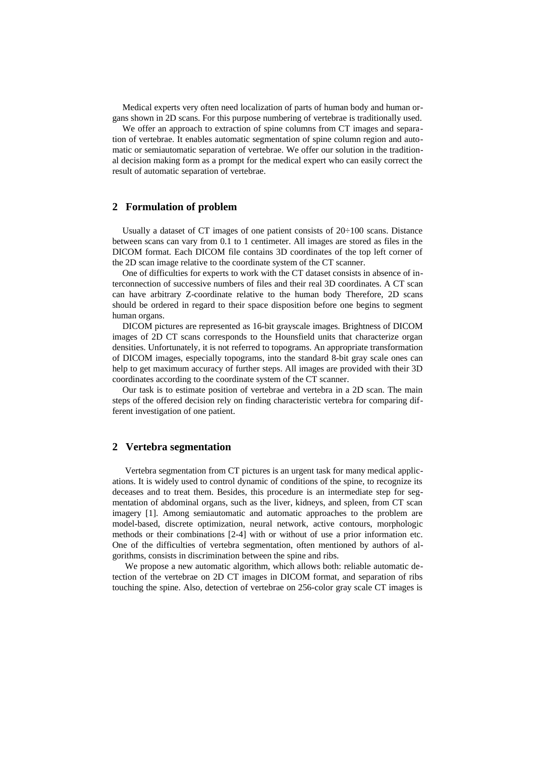Medical experts very often need localization of parts of human body and human organs shown in 2D scans. For this purpose numbering of vertebrae is traditionally used.

We offer an approach to extraction of spine columns from CT images and separation of vertebrae. It enables automatic segmentation of spine column region and automatic or semiautomatic separation of vertebrae. We offer our solution in the traditional decision making form as a prompt for the medical expert who can easily correct the result of automatic separation of vertebrae.

## 2 Formulation of problem

Usually a dataset of CT images of one patient consists of 20÷100 scans. Distance between scans can vary from 0.1 to 1 centimeter. All images are stored as files in the DICOM format. Each DICOM file contains 3D coordinates of the top left corner of the 2D scan image relative to the coordinate system of the CT scanner.

One of difficulties for experts to work with the CT dataset consists in absence of interconnection of successive numbers of files and their real 3D coordinates. A CT scan can have arbitrary Z-coordinate relative to the human body Therefore, 2D scans should be ordered in regard to their space disposition before one begins to segment human organs.

DICOM pictures are represented as 16-bit grayscale images. Brightness of DICOM images of 2D CT scans corresponds to the Hounsfield units that characterize organ densities. Unfortunately, it is not referred to topograms. An appropriate transformation of DICOM images, especially topograms, into the standard 8-bit gray scale ones can help to get maximum accuracy of further steps. All images are provided with their 3D coordinates according to the coordinate system of the CT scanner.

Our task is to estimate position of vertebrae and vertebra in a 2D scan. The main steps of the offered decision rely on finding characteristic vertebra for comparing different investigation of one patient.

## 2 Vertebra segmentation

Vertebra segmentation from CT pictures is an urgent task for many medical applications. It is widely used to control dynamic of conditions of the spine, to recognize its deceases and to treat them. Besides, this procedure is an intermediate step for segmentation of abdominal organs, such as the liver, kidneys, and spleen, from CT scan imagery [1]. Among semiautomatic and automatic approaches to the problem are model-based, discrete optimization, neural network, active contours, morphologic methods or their combinations [2-4] with or without of use a prior information etc. One of the difficulties of vertebra segmentation, often mentioned by authors of algorithms, consists in discrimination between the spine and ribs.

We propose a new automatic algorithm, which allows both: reliable automatic detection of the vertebrae on 2D CT images in DICOM format, and separation of ribs touching the spine. Also, detection of vertebrae on 256-color gray scale CT images is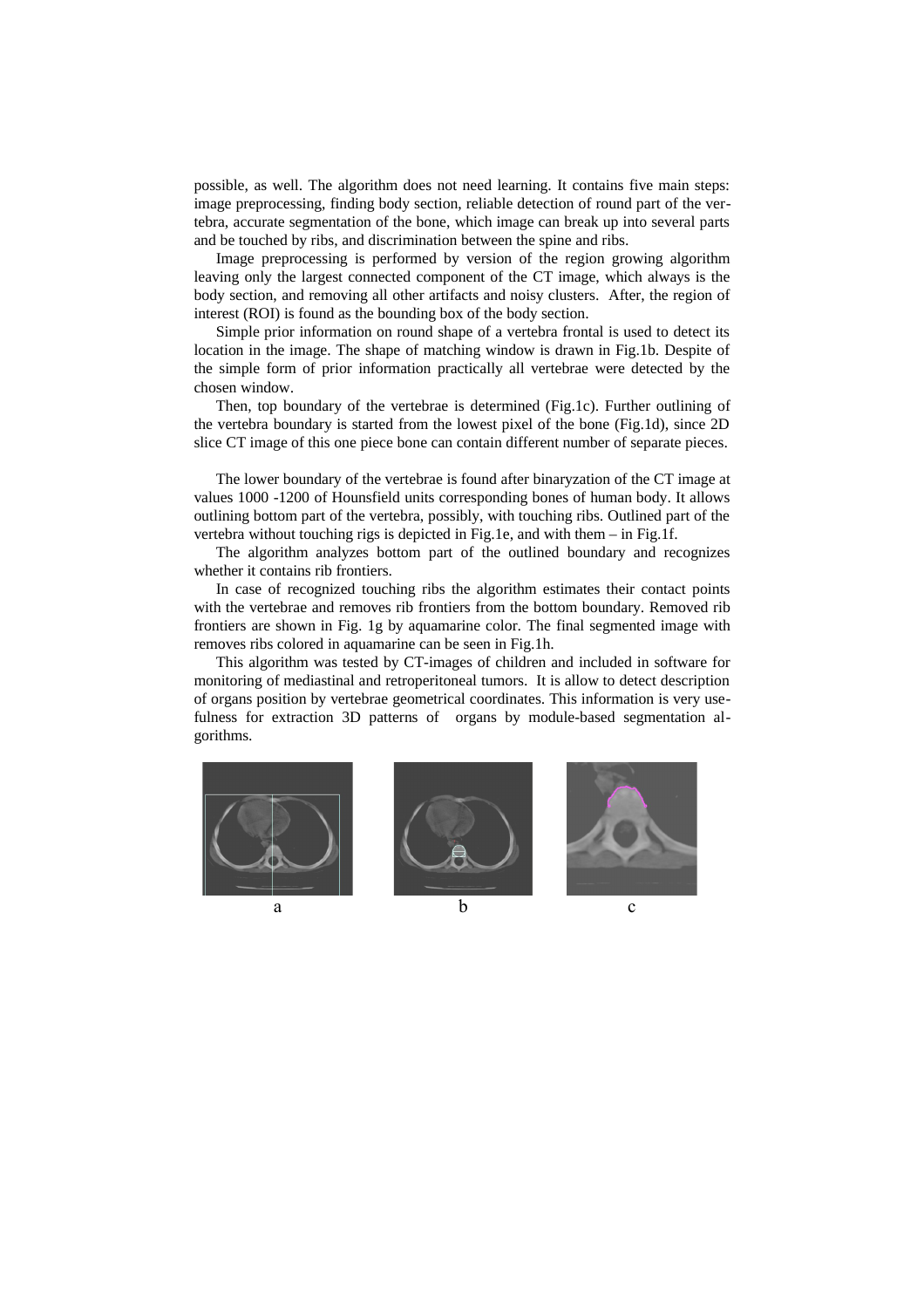possible, as well. The algorithm does not need learning. It contains five main steps: image preprocessing, finding body section, reliable detection of round part of the vertebra, accurate segmentation of the bone, which image can break up into several parts and be touched by ribs, and discrimination between the spine and ribs.

Image preprocessing is performed by version of the region growing algorithm leaving only the largest connected component of the CT image, which always is the body section, and removing all other artifacts and noisy clusters. After, the region of interest (ROI) is found as the bounding box of the body section.

Simple prior information on round shape of a vertebra frontal is used to detect its location in the image. The shape of matching window is drawn in Fig.1b. Despite of the simple form of prior information practically all vertebrae were detected by the chosen window.

Then, top boundary of the vertebrae is determined (Fig.1c). Further outlining of the vertebra boundary is started from the lowest pixel of the bone (Fig.1d), since 2D slice CT image of this one piece bone can contain different number of separate pieces.

The lower boundary of the vertebrae is found after binaryzation of the CT image at values 1000 -1200 of Hounsfield units corresponding bones of human body. It allows outlining bottom part of the vertebra, possibly, with touching ribs. Outlined part of the vertebra without touching rigs is depicted in Fig.1e, and with them – in Fig.1f.

The algorithm analyzes bottom part of the outlined boundary and recognizes whether it contains rib frontiers.

In case of recognized touching ribs the algorithm estimates their contact points with the vertebrae and removes rib frontiers from the bottom boundary. Removed rib frontiers are shown in Fig. 1g by aquamarine color. The final segmented image with removes ribs colored in aquamarine can be seen in Fig.1h.

This algorithm was tested by CT-images of children and included in software for monitoring of mediastinal and retroperitoneal tumors. It is allow to detect description of organs position by vertebrae geometrical coordinates. This information is very usefulness for extraction 3D patterns of organs by module-based segmentation algorithms.

a b c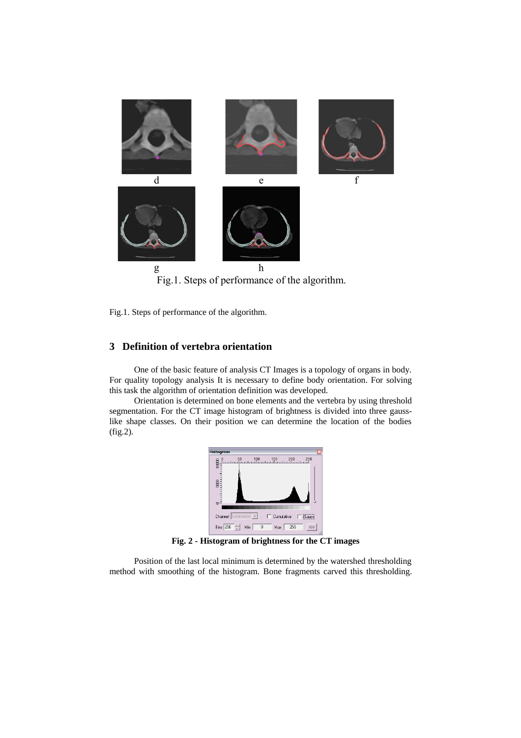d e f

g h

Fig.1. Steps of performance of the algorithm.

Fig.1. Steps of performance of the algorithm.

## 3 Definition of vertebra orientation

One of the basic feature of analysis CT Images is a topology of organs in body. For quality topology analysis It is necessary to define body orientation. For solving this task the algorithm of orientation definition was developed.

Orientation is determined on bone elements and the vertebra by using threshold segmentation. For the CT image histogram of brightness is divided into three gauss-like shape classes. On their position we can determine the location of the bodies (fig.2).

**Fig. 2 - Histogram of brightness for the CT images**

Position of the last local minimum is determined by the watershed thresholding method with smoothing of the histogram. Bone fragments carved this thresholding.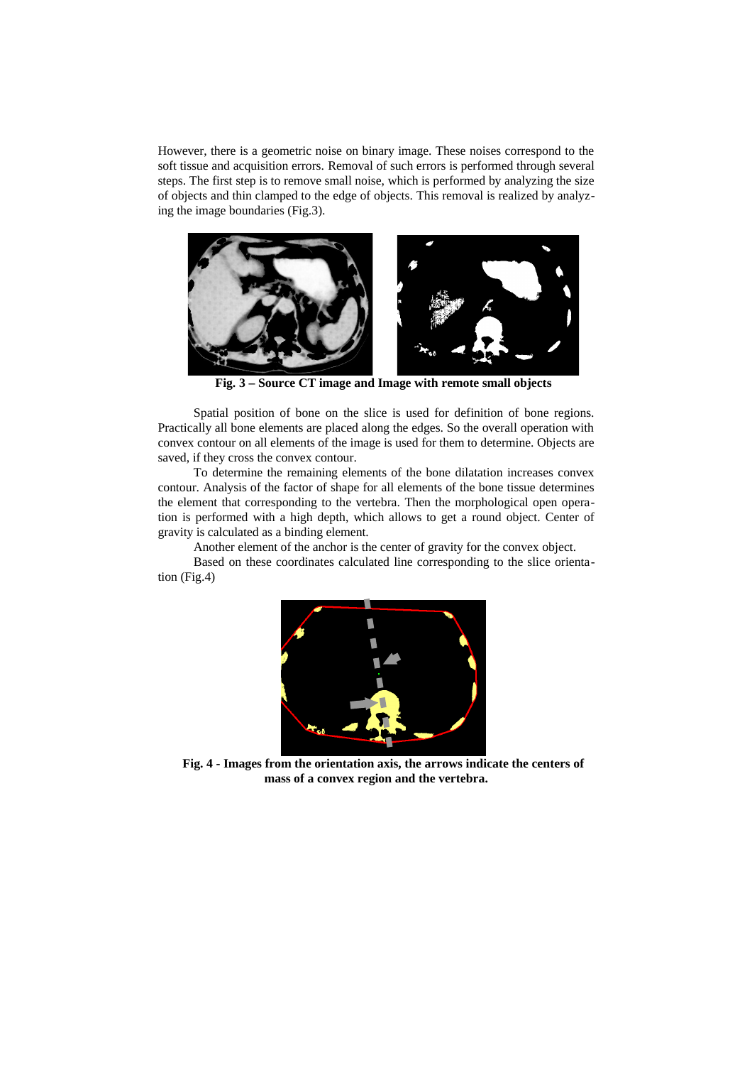However, there is a geometric noise on binary image. These noises correspond to the soft tissue and acquisition errors. Removal of such errors is performed through several steps. The first step is to remove small noise, which is performed by analyzing the size of objects and thin clamped to the edge of objects. This removal is realized by analyzing the image boundaries (Fig.3).

**Fig. 3 – Source CT image and Image with remote small objects**

Spatial position of bone on the slice is used for definition of bone regions. Practically all bone elements are placed along the edges. So the overall operation with convex contour on all elements of the image is used for them to determine. Objects are saved, if they cross the convex contour.

To determine the remaining elements of the bone dilatation increases convex contour. Analysis of the factor of shape for all elements of the bone tissue determines the element that corresponding to the vertebra. Then the morphological open operation is performed with a high depth, which allows to get a round object. Center of gravity is calculated as a binding element.

Another element of the anchor is the center of gravity for the convex object.

Based on these coordinates calculated line corresponding to the slice orientation (Fig.4)

**Fig. 4 - Images from the orientation axis, the arrows indicate the centers of mass of a convex region and the vertebra.**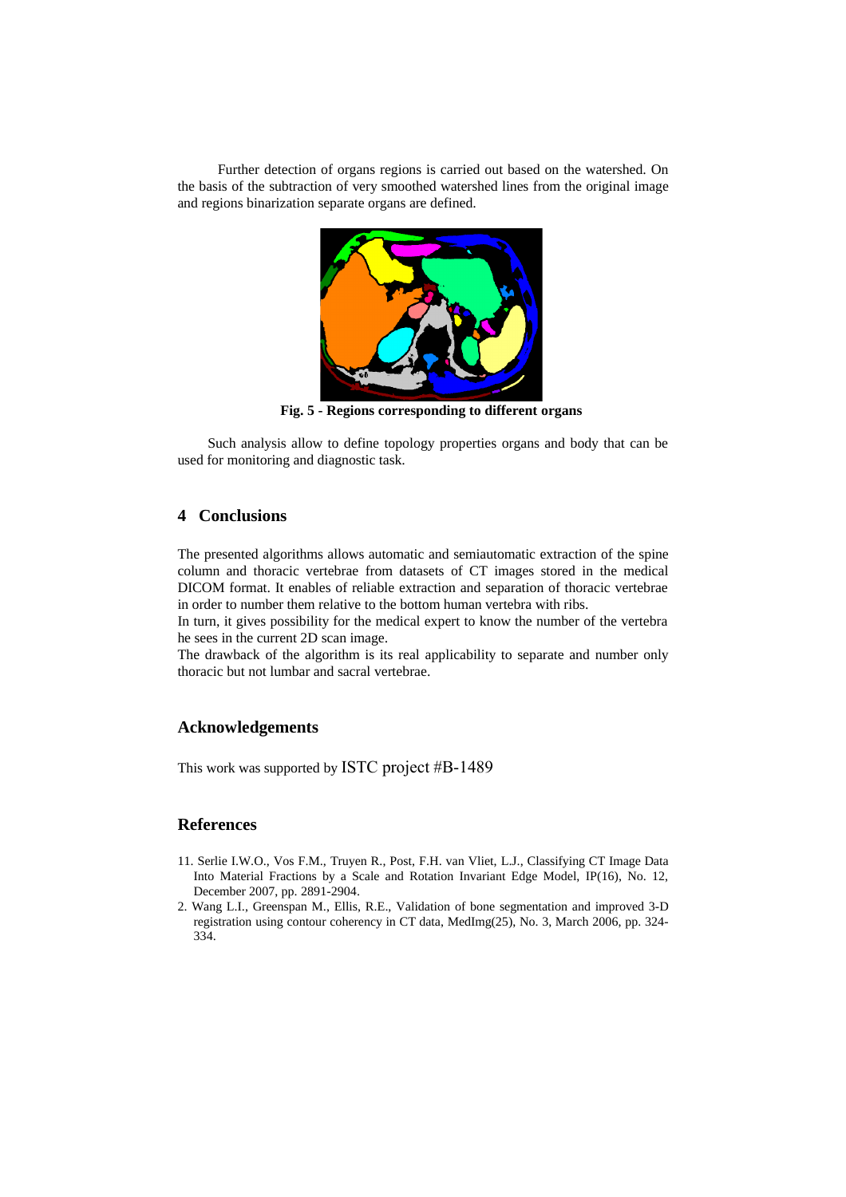Further detection of organs regions is carried out based on the watershed. On the basis of the subtraction of very smoothed watershed lines from the original image and regions binarization separate organs are defined.

**Fig. 5 - Regions corresponding to different organs**

Such analysis allow to define topology properties organs and body that can be used for monitoring and diagnostic task.

## 4 Conclusions

The presented algorithms allows automatic and semiautomatic extraction of the spine column and thoracic vertebrae from datasets of CT images stored in the medical DICOM format. It enables of reliable extraction and separation of thoracic vertebrae in order to number them relative to the bottom human vertebra with ribs.

In turn, it gives possibility for the medical expert to know the number of the vertebra he sees in the current 2D scan image.

The drawback of the algorithm is its real applicability to separate and number only thoracic but not lumbar and sacral vertebrae.

## Acknowledgements

This work was supported by ISTC project #B-1489

## References

11. Serlie I.W.O., Vos F.M., Truyen R., Post, F.H. van Vliet, L.J., Classifying CT Image Data Into Material Fractions by a Scale and Rotation Invariant Edge Model, IP(16), No. 12, December 2007, pp. 2891-2904.
2. Wang L.I., Greenspan M., Ellis, R.E., Validation of bone segmentation and improved 3-D registration using contour coherency in CT data, MedImg(25), No. 3, March 2006, pp. 324-334.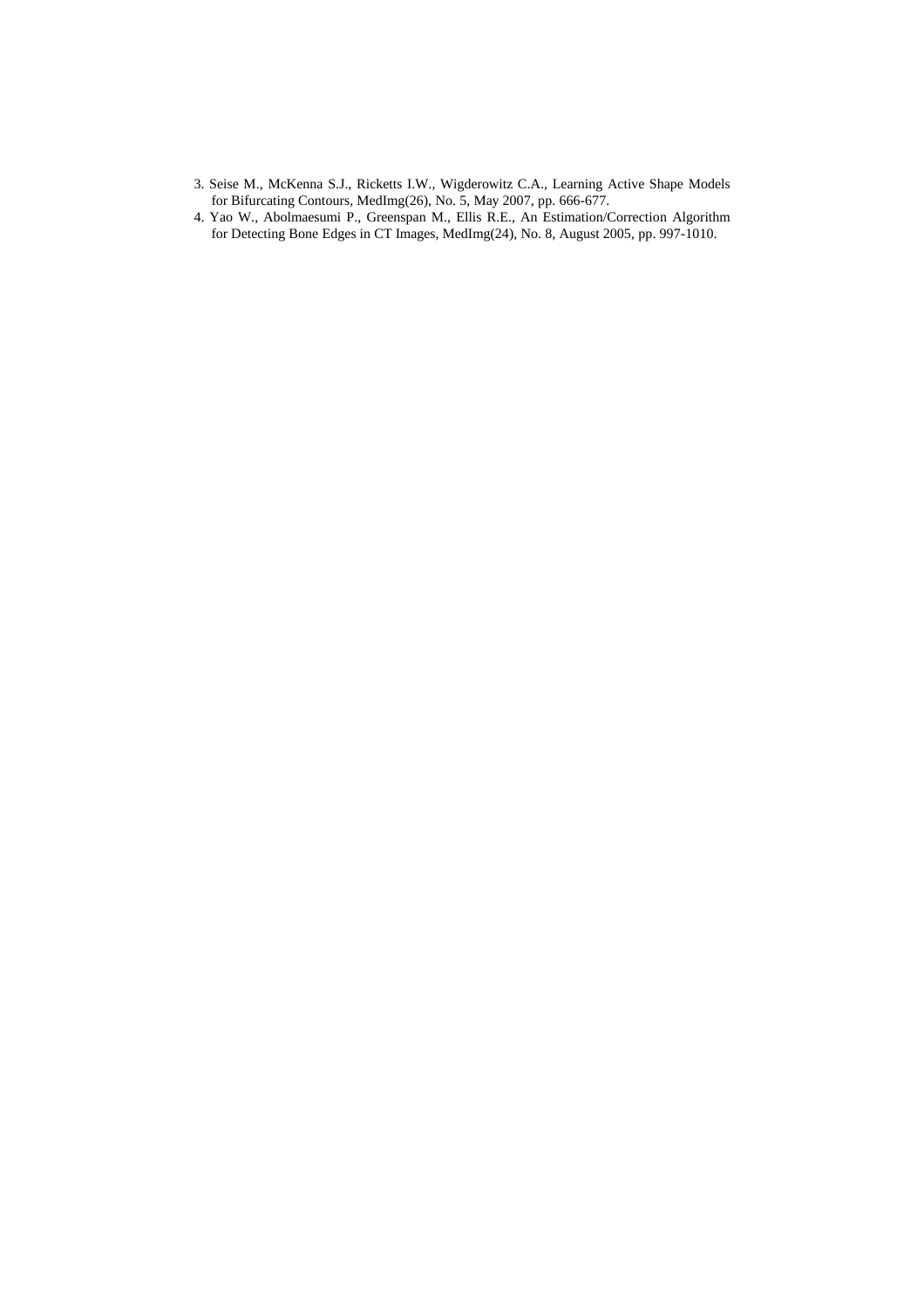3. Seise M., McKenna S.J., Ricketts I.W., Wigderowitz C.A., Learning Active Shape Models for Bifurcating Contours, MedImg(26), No. 5, May 2007, pp. 666-677.
4. Yao W., Abolmaesumi P., Greenspan M., Ellis R.E., An Estimation/Correction Algorithm for Detecting Bone Edges in CT Images, MedImg(24), No. 8, August 2005, pp. 997-1010.